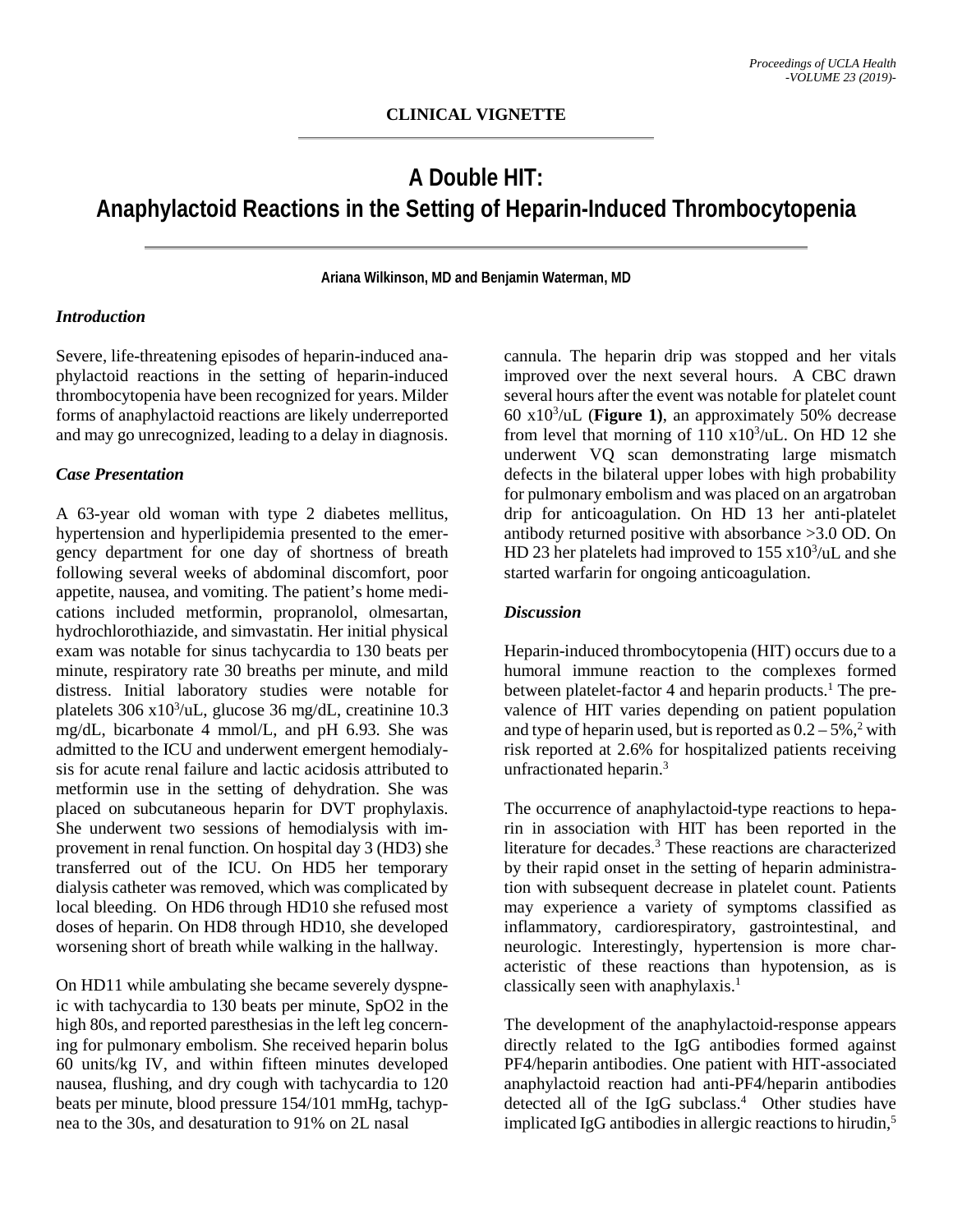**CLINICAL VIGNETTE**

# A Double HIT: Anaphylactoid Reactions in the Setting of Heparin-Induced Thrombocytopenia

**Ariana Wilkinson, MD and Benjamin Waterman, MD**

### *Introduction*

Severe, life-threatening episodes of heparin-induced anaphylactoid reactions in the setting of heparin-induced thrombocytopenia have been recognized for years. Milder forms of anaphylactoid reactions are likely underreported and may go unrecognized, leading to a delay in diagnosis.

### *Case Presentation*

A 63-year old woman with type 2 diabetes mellitus, hypertension and hyperlipidemia presented to the emergency department for one day of shortness of breath following several weeks of abdominal discomfort, poor appetite, nausea, and vomiting. The patient's home medications included metformin, propranolol, olmesartan, hydrochlorothiazide, and simvastatin. Her initial physical exam was notable for sinus tachycardia to 130 beats per minute, respiratory rate 30 breaths per minute, and mild distress. Initial laboratory studies were notable for platelets 306 $x10^3$/uL, glucose 36 mg/dL, creatinine 10.3 mg/dL, bicarbonate 4 mmol/L, and pH 6.93. She was admitted to the ICU and underwent emergent hemodialysis for acute renal failure and lactic acidosis attributed to metformin use in the setting of dehydration. She was placed on subcutaneous heparin for DVT prophylaxis. She underwent two sessions of hemodialysis with improvement in renal function. On hospital day 3 (HD3) she transferred out of the ICU. On HD5 her temporary dialysis catheter was removed, which was complicated by local bleeding. On HD6 through HD10 she refused most doses of heparin. On HD8 through HD10, she developed worsening short of breath while walking in the hallway.

On HD11 while ambulating she became severely dyspneic with tachycardia to 130 beats per minute, SpO2 in the high 80s, and reported paresthesias in the left leg concerning for pulmonary embolism. She received heparin bolus 60 units/kg IV, and within fifteen minutes developed nausea, flushing, and dry cough with tachycardia to 120 beats per minute, blood pressure 154/101 mmHg, tachypnea to the 30s, and desaturation to 91% on 2L nasal cannula. The heparin drip was stopped and her vitals improved over the next several hours. A CBC drawn several hours after the event was notable for platelet count 60 $x10^3$/uL (**Figure 1)**, an approximately 50% decrease from level that morning of 110 $x10^3$/uL. On HD 12 she underwent VQ scan demonstrating large mismatch defects in the bilateral upper lobes with high probability for pulmonary embolism and was placed on an argatroban drip for anticoagulation. On HD 13 her anti-platelet antibody returned positive with absorbance >3.0 OD. On HD 23 her platelets had improved to 155 $x10^3$/uL and she started warfarin for ongoing anticoagulation.

### *Discussion*

Heparin-induced thrombocytopenia (HIT) occurs due to a humoral immune reaction to the complexes formed between platelet-factor 4 and heparin products.[1] The prevalence of HIT varies depending on patient population and type of heparin used, but is reported as 0.2 – 5%,[2] with risk reported at 2.6% for hospitalized patients receiving unfractionated heparin.[3]

The occurrence of anaphylactoid-type reactions to heparin in association with HIT has been reported in the literature for decades.[3] These reactions are characterized by their rapid onset in the setting of heparin administration with subsequent decrease in platelet count. Patients may experience a variety of symptoms classified as inflammatory, cardiorespiratory, gastrointestinal, and neurologic. Interestingly, hypertension is more characteristic of these reactions than hypotension, as is classically seen with anaphylaxis.[1]

The development of the anaphylactoid-response appears directly related to the IgG antibodies formed against PF4/heparin antibodies. One patient with HIT-associated anaphylactoid reaction had anti-PF4/heparin antibodies detected all of the IgG subclass.[4] Other studies have implicated IgG antibodies in allergic reactions to hirudin,[5]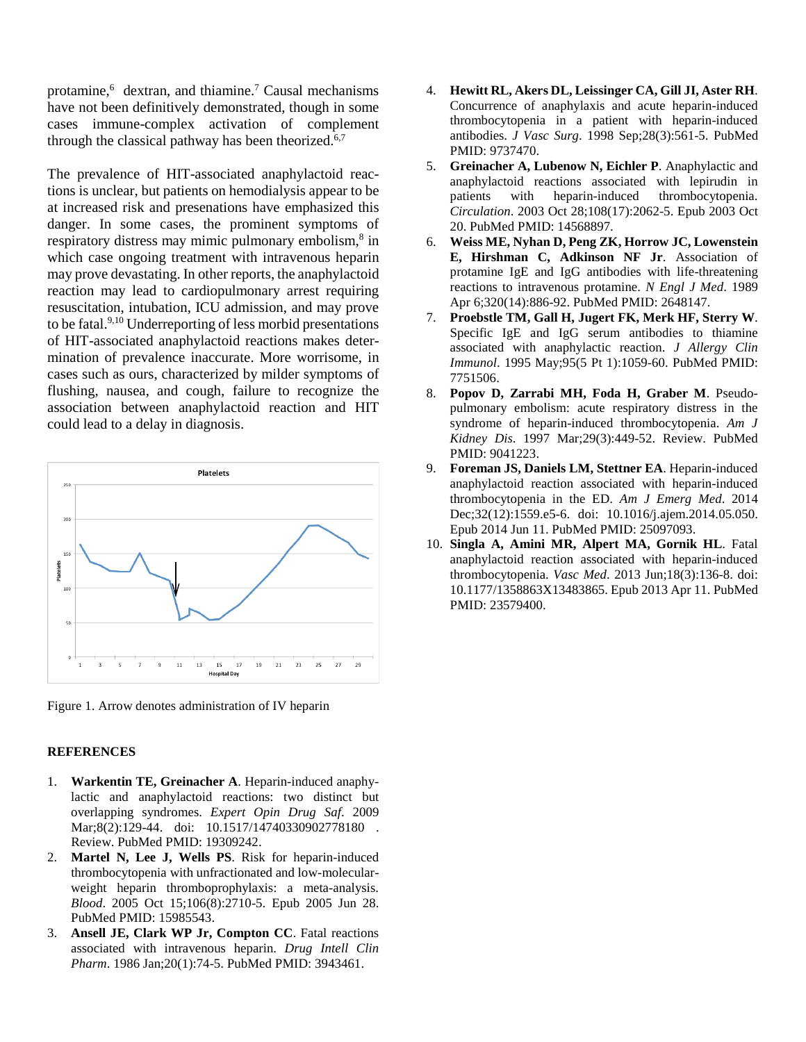protamine,[6] dextran, and thiamine.[7] Causal mechanisms have not been definitively demonstrated, though in some cases immune-complex activation of complement through the classical pathway has been theorized.[6,7]

The prevalence of HIT-associated anaphylactoid reactions is unclear, but patients on hemodialysis appear to be at increased risk and presenations have emphasized this danger. In some cases, the prominent symptoms of respiratory distress may mimic pulmonary embolism,[8] in which case ongoing treatment with intravenous heparin may prove devastating. In other reports, the anaphylactoid reaction may lead to cardiopulmonary arrest requiring resuscitation, intubation, ICU admission, and may prove to be fatal.[9,10] Underreporting of less morbid presentations of HIT-associated anaphylactoid reactions makes determination of prevalence inaccurate. More worrisome, in cases such as ours, characterized by milder symptoms of flushing, nausea, and cough, failure to recognize the association between anaphylactoid reaction and HIT could lead to a delay in diagnosis.

Platelets

250
200
150
100
50
0

Platelets

1 3 5 7 9 11 13 15 17 19 21 23 25 27 29

Hospital Day

Figure 1. Arrow denotes administration of IV heparin

## REFERENCES

1. **Warkentin TE, Greinacher A**. Heparin-induced anaphylactic and anaphylactoid reactions: two distinct but overlapping syndromes. *Expert Opin Drug Saf*. 2009 Mar;8(2):129-44. doi: 10.1517/14740330902778180 . Review. PubMed PMID: 19309242.
2. **Martel N, Lee J, Wells PS**. Risk for heparin-induced thrombocytopenia with unfractionated and low-molecular-weight heparin thromboprophylaxis: a meta-analysis. *Blood*. 2005 Oct 15;106(8):2710-5. Epub 2005 Jun 28. PubMed PMID: 15985543.
3. **Ansell JE, Clark WP Jr, Compton CC**. Fatal reactions associated with intravenous heparin. *Drug Intell Clin Pharm*. 1986 Jan;20(1):74-5. PubMed PMID: 3943461.
4. **Hewitt RL, Akers DL, Leissinger CA, Gill JI, Aster RH**. Concurrence of anaphylaxis and acute heparin-induced thrombocytopenia in a patient with heparin-induced antibodies. *J Vasc Surg*. 1998 Sep;28(3):561-5. PubMed PMID: 9737470.
5. **Greinacher A, Lubenow N, Eichler P**. Anaphylactic and anaphylactoid reactions associated with lepirudin in patients with heparin-induced thrombocytopenia. *Circulation*. 2003 Oct 28;108(17):2062-5. Epub 2003 Oct 20. PubMed PMID: 14568897.
6. **Weiss ME, Nyhan D, Peng ZK, Horrow JC, Lowenstein E, Hirshman C, Adkinson NF Jr**. Association of protamine IgE and IgG antibodies with life-threatening reactions to intravenous protamine. *N Engl J Med*. 1989 Apr 6;320(14):886-92. PubMed PMID: 2648147.
7. **Proebstle TM, Gall H, Jugert FK, Merk HF, Sterry W**. Specific IgE and IgG serum antibodies to thiamine associated with anaphylactic reaction. *J Allergy Clin Immunol*. 1995 May;95(5 Pt 1):1059-60. PubMed PMID: 7751506.
8. **Popov D, Zarrabi MH, Foda H, Graber M**. Pseudopulmonary embolism: acute respiratory distress in the syndrome of heparin-induced thrombocytopenia. *Am J Kidney Dis*. 1997 Mar;29(3):449-52. Review. PubMed PMID: 9041223.
9. **Foreman JS, Daniels LM, Stettner EA**. Heparin-induced anaphylactoid reaction associated with heparin-induced thrombocytopenia in the ED. *Am J Emerg Med*. 2014 Dec;32(12):1559.e5-6. doi: 10.1016/j.ajem.2014.05.050. Epub 2014 Jun 11. PubMed PMID: 25097093.
10. **Singla A, Amini MR, Alpert MA, Gornik HL**. Fatal anaphylactoid reaction associated with heparin-induced thrombocytopenia. *Vasc Med*. 2013 Jun;18(3):136-8. doi: 10.1177/1358863X13483865. Epub 2013 Apr 11. PubMed PMID: 23579400.